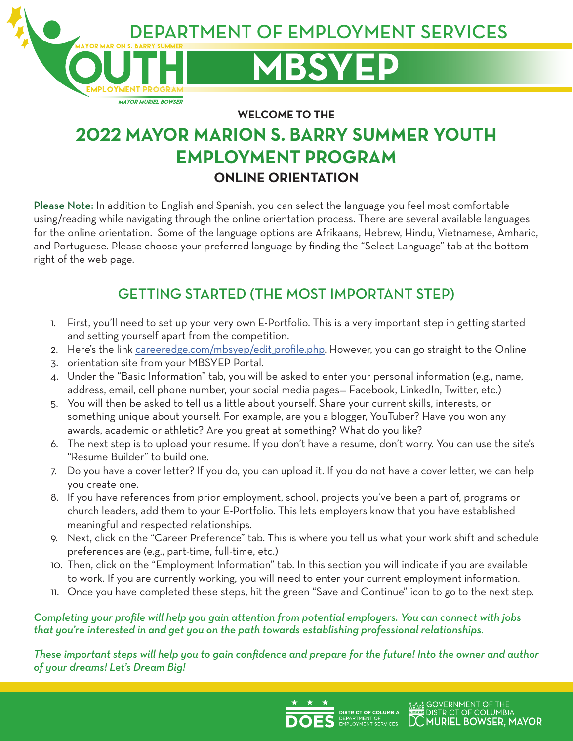# DEPARTMENT OF EMPLOYMENT SERVICES

# MBSYEP

**WELCOME TO THE**

## 2022 MAYOR MARION S. BARRY SUMMER YOUTH EMPLOYMENT PROGRAM

### ONLINE ORIENTATION

**Please Note:** In addition to English and Spanish, you can select the language you feel most comfortable using/reading while navigating through the online orientation process. There are several available languages for the online orientation. Some of the language options are Afrikaans, Hebrew, Hindu, Vietnamese, Amharic, and Portuguese. Please choose your preferred language by finding the "Select Language" tab at the bottom right of the web page.

## GETTING STARTED (THE MOST IMPORTANT STEP)

1. First, you'll need to set up your very own E-Portfolio. This is a very important step in getting started and setting yourself apart from the competition.
2. Here's the link careeredge.com/mbsyep/edit_profile.php. However, you can go straight to the Online
3. orientation site from your MBSYEP Portal.
4. Under the "Basic Information" tab, you will be asked to enter your personal information (e.g., name, address, email, cell phone number, your social media pages— Facebook, LinkedIn, Twitter, etc.)
5. You will then be asked to tell us a little about yourself. Share your current skills, interests, or something unique about yourself. For example, are you a blogger, YouTuber? Have you won any awards, academic or athletic? Are you great at something? What do you like?
6. The next step is to upload your resume. If you don't have a resume, don't worry. You can use the site's "Resume Builder" to build one.
7. Do you have a cover letter? If you do, you can upload it. If you do not have a cover letter, we can help you create one.
8. If you have references from prior employment, school, projects you've been a part of, programs or church leaders, add them to your E-Portfolio. This lets employers know that you have established meaningful and respected relationships.
9. Next, click on the "Career Preference" tab. This is where you tell us what your work shift and schedule preferences are (e.g., part-time, full-time, etc.)
10. Then, click on the "Employment Information" tab. In this section you will indicate if you are available to work. If you are currently working, you will need to enter your current employment information.
11. Once you have completed these steps, hit the green "Save and Continue" icon to go to the next step.

*Completing your profile will help you gain attention from potential employers. You can connect with jobs that you're interested in and get you on the path towards establishing professional relationships.*

*These important steps will help you to gain confidence and prepare for the future! Into the owner and author of your dreams! Let's Dream Big!*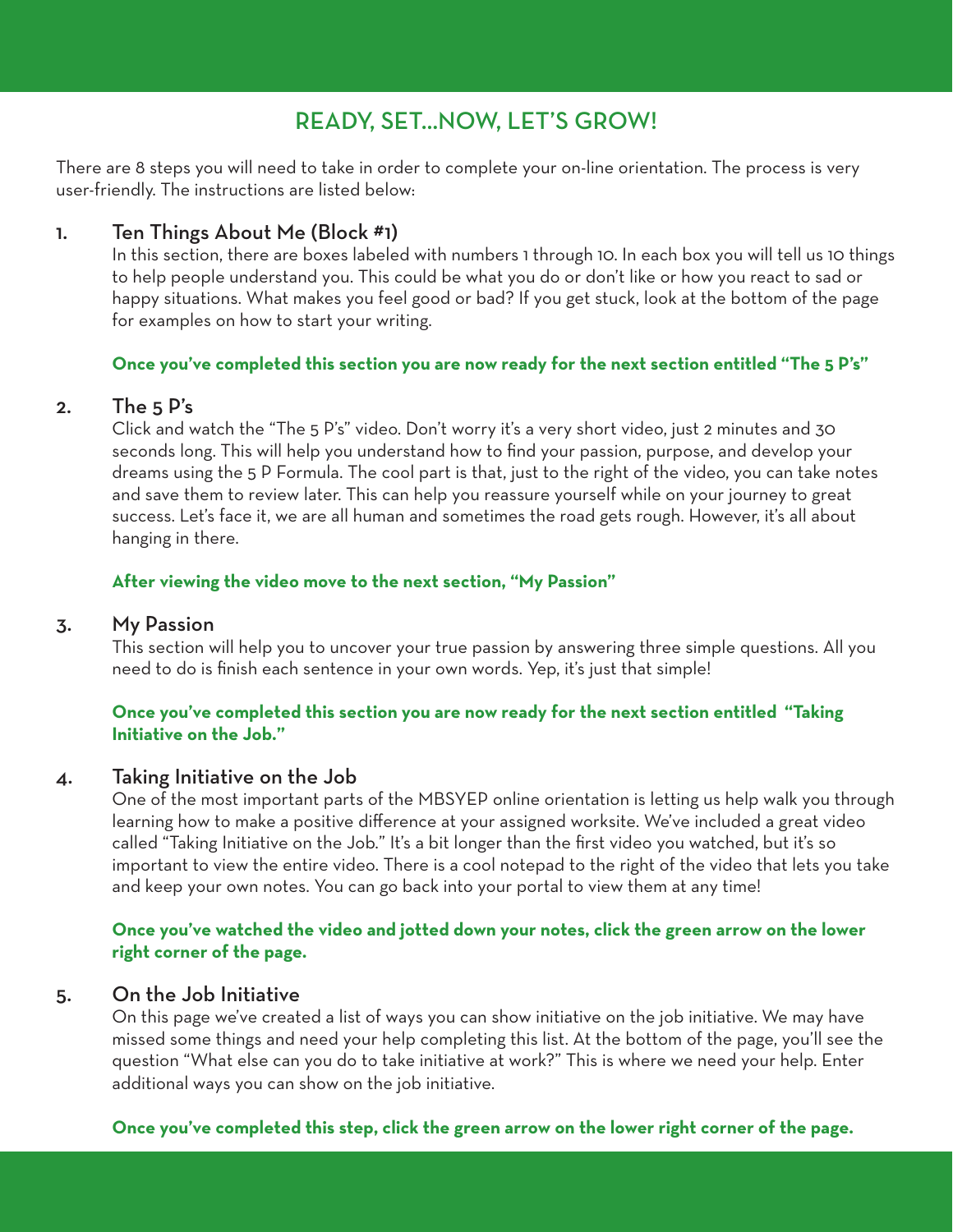# READY, SET...NOW, LET'S GROW!

There are 8 steps you will need to take in order to complete your on-line orientation. The process is very user-friendly. The instructions are listed below:

1. **Ten Things About Me (Block #1)**

   In this section, there are boxes labeled with numbers 1 through 10. In each box you will tell us 10 things to help people understand you. This could be what you do or don't like or how you react to sad or happy situations. What makes you feel good or bad? If you get stuck, look at the bottom of the page for examples on how to start your writing.

   **Once you've completed this section you are now ready for the next section entitled "The 5 P's"**

2. **The 5 P's**

   Click and watch the "The 5 P's" video. Don't worry it's a very short video, just 2 minutes and 30 seconds long. This will help you understand how to find your passion, purpose, and develop your dreams using the 5 P Formula. The cool part is that, just to the right of the video, you can take notes and save them to review later. This can help you reassure yourself while on your journey to great success. Let's face it, we are all human and sometimes the road gets rough. However, it's all about hanging in there.

   **After viewing the video move to the next section, "My Passion"**

3. **My Passion**

   This section will help you to uncover your true passion by answering three simple questions. All you need to do is finish each sentence in your own words. Yep, it's just that simple!

   **Once you've completed this section you are now ready for the next section entitled "Taking Initiative on the Job."**

4. **Taking Initiative on the Job**

   One of the most important parts of the MBSYEP online orientation is letting us help walk you through learning how to make a positive difference at your assigned worksite. We've included a great video called "Taking Initiative on the Job." It's a bit longer than the first video you watched, but it's so important to view the entire video. There is a cool notepad to the right of the video that lets you take and keep your own notes. You can go back into your portal to view them at any time!

   **Once you've watched the video and jotted down your notes, click the green arrow on the lower right corner of the page.**

5. **On the Job Initiative**

   On this page we've created a list of ways you can show initiative on the job initiative. We may have missed some things and need your help completing this list. At the bottom of the page, you'll see the question "What else can you do to take initiative at work?" This is where we need your help. Enter additional ways you can show on the job initiative.

   **Once you've completed this step, click the green arrow on the lower right corner of the page.**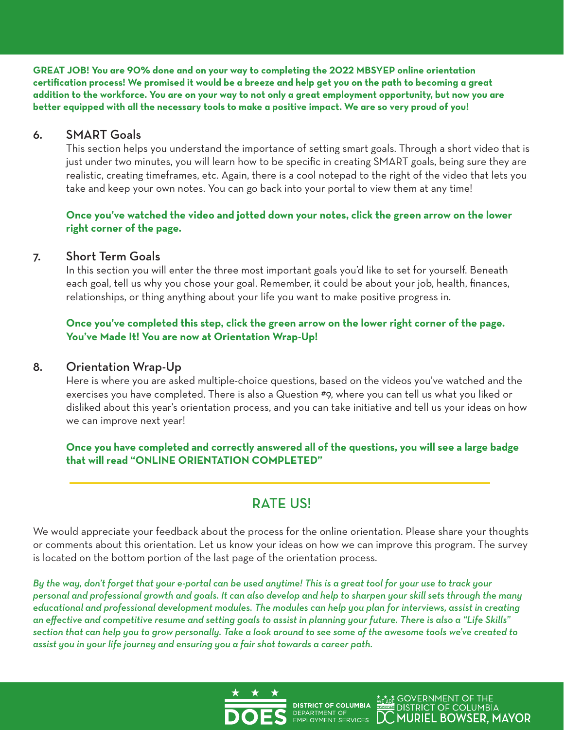**GREAT JOB! You are 90% done and on your way to completing the 2022 MBSYEP online orientation certification process! We promised it would be a breeze and help get you on the path to becoming a great addition to the workforce. You are on your way to not only a great employment opportunity, but now you are better equipped with all the necessary tools to make a positive impact. We are so very proud of you!**

## 6. SMART Goals

This section helps you understand the importance of setting smart goals. Through a short video that is just under two minutes, you will learn how to be specific in creating SMART goals, being sure they are realistic, creating timeframes, etc. Again, there is a cool notepad to the right of the video that lets you take and keep your own notes. You can go back into your portal to view them at any time!

**Once you've watched the video and jotted down your notes, click the green arrow on the lower right corner of the page.**

## 7. Short Term Goals

In this section you will enter the three most important goals you'd like to set for yourself. Beneath each goal, tell us why you chose your goal. Remember, it could be about your job, health, finances, relationships, or thing anything about your life you want to make positive progress in.

**Once you've completed this step, click the green arrow on the lower right corner of the page. You've Made It! You are now at Orientation Wrap-Up!**

## 8. Orientation Wrap-Up

Here is where you are asked multiple-choice questions, based on the videos you've watched and the exercises you have completed. There is also a Question #9, where you can tell us what you liked or disliked about this year's orientation process, and you can take initiative and tell us your ideas on how we can improve next year!

**Once you have completed and correctly answered all of the questions, you will see a large badge that will read "ONLINE ORIENTATION COMPLETED"**

## RATE US!

We would appreciate your feedback about the process for the online orientation. Please share your thoughts or comments about this orientation. Let us know your ideas on how we can improve this program. The survey is located on the bottom portion of the last page of the orientation process.

*By the way, don't forget that your e-portal can be used anytime! This is a great tool for your use to track your personal and professional growth and goals. It can also develop and help to sharpen your skill sets through the many educational and professional development modules. The modules can help you plan for interviews, assist in creating an effective and competitive resume and setting goals to assist in planning your future. There is also a "Life Skills" section that can help you to grow personally. Take a look around to see some of the awesome tools we've created to assist you in your life journey and ensuring you a fair shot towards a career path.*

DOES DISTRICT OF COLUMBIA DEPARTMENT OF EMPLOYMENT SERVICES

GOVERNMENT OF THE DISTRICT OF COLUMBIA MURIEL BOWSER, MAYOR